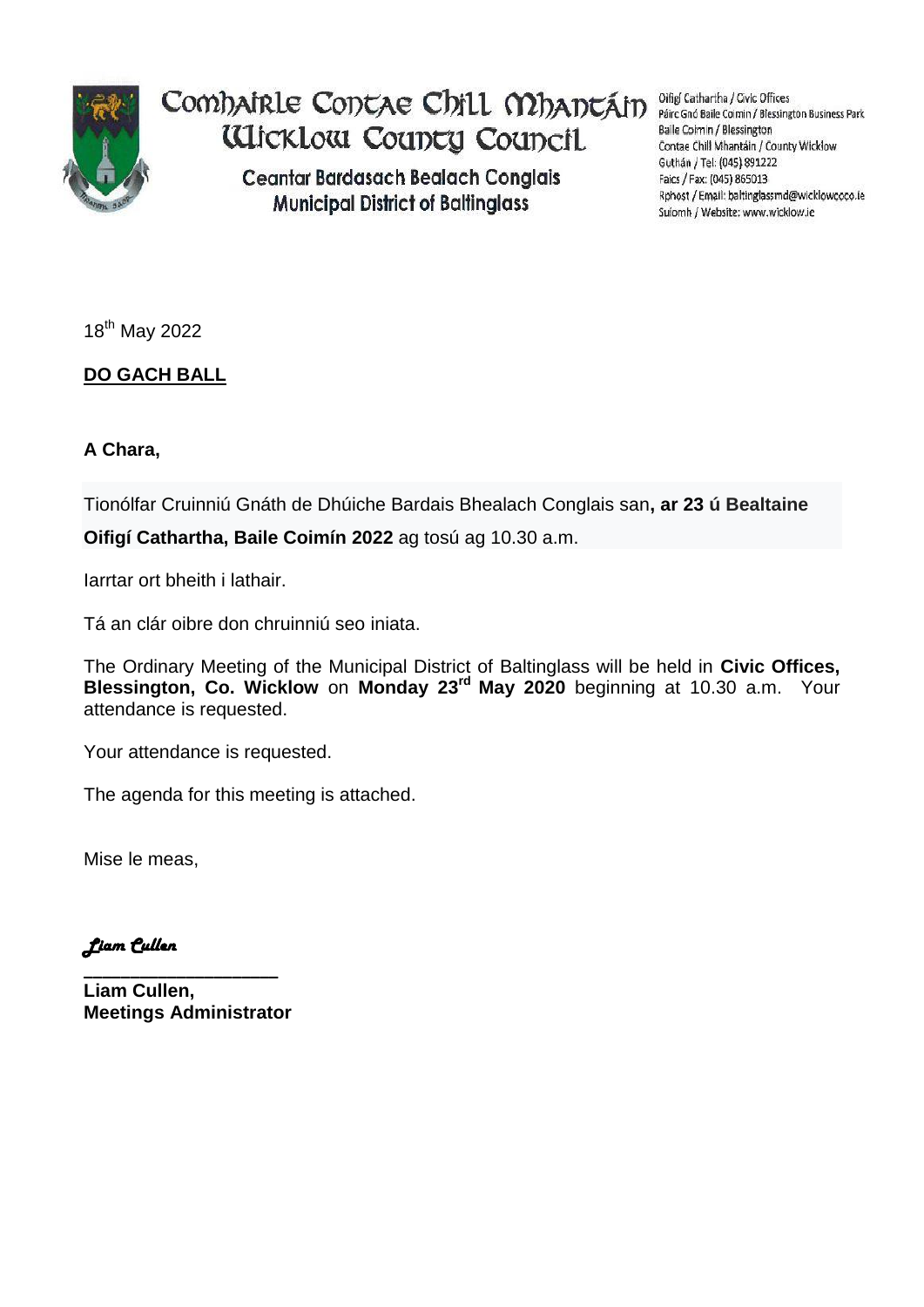# Comhairle Contae Chill Mhantáin
# Wicklow County Council

**Ceantar Bardasach Bealach Conglais**
**Municipal District of Baltinglass**

Oifigí Cathartha / Civic Offices
Páirc Gnó Baile Coimín / Blessington Business Park
Baile Coimín / Blessington
Contae Chill Mhantáin / County Wicklow
Guthán / Tel: (045) 891222
Faics / Fax: (045) 865013
Rphost / Email: baltinglassmd@wicklowcoco.ie
Suíomh / Website: www.wicklow.ie

18th May 2022

**DO GACH BALL**

**A Chara,**

Tionólfar Cruinniú Gnáth de Dhúiche Bardais Bhealach Conglais san**, ar 23 ú Bealtaine Oifigí Cathartha, Baile Coimín 2022** ag tosú ag 10.30 a.m.

Iarrtar ort bheith i lathair.

Tá an clár oibre don chruinniú seo iniata.

The Ordinary Meeting of the Municipal District of Baltinglass will be held in **Civic Offices, Blessington, Co. Wicklow** on **Monday 23rd May 2020** beginning at 10.30 a.m. Your attendance is requested.

Your attendance is requested.

The agenda for this meeting is attached.

Mise le meas,

*Liam Cullen*

**Liam Cullen,**
**Meetings Administrator**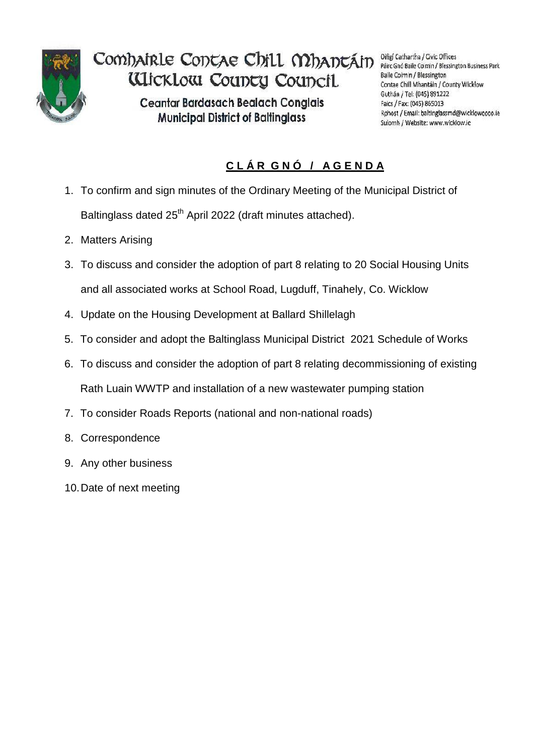# Comhairle Contae Chill Mhantáin
# Wicklow County Council

**Ceantar Bardasach Bealach Conglais**
**Municipal District of Baltinglass**

Oifigí Cathartha / Civic Offices
Páirc Gnó Baile Coimín / Blessington Business Park
Baile Coimín / Blessington
Contae Chill Mhantáin / County Wicklow
Guthán / Tel: (045) 891222
Faics / Fax: (045) 865013
Rphost / Email: baltinglassmd@wicklowcoco.ie
Suíomh / Website: www.wicklow.ie

## C L Á R G N Ó / A G E N D A

1. To confirm and sign minutes of the Ordinary Meeting of the Municipal District of Baltinglass dated 25th April 2022 (draft minutes attached).
2. Matters Arising
3. To discuss and consider the adoption of part 8 relating to 20 Social Housing Units and all associated works at School Road, Lugduff, Tinahely, Co. Wicklow
4. Update on the Housing Development at Ballard Shillelagh
5. To consider and adopt the Baltinglass Municipal District 2021 Schedule of Works
6. To discuss and consider the adoption of part 8 relating decommissioning of existing Rath Luain WWTP and installation of a new wastewater pumping station
7. To consider Roads Reports (national and non-national roads)
8. Correspondence
9. Any other business
10. Date of next meeting